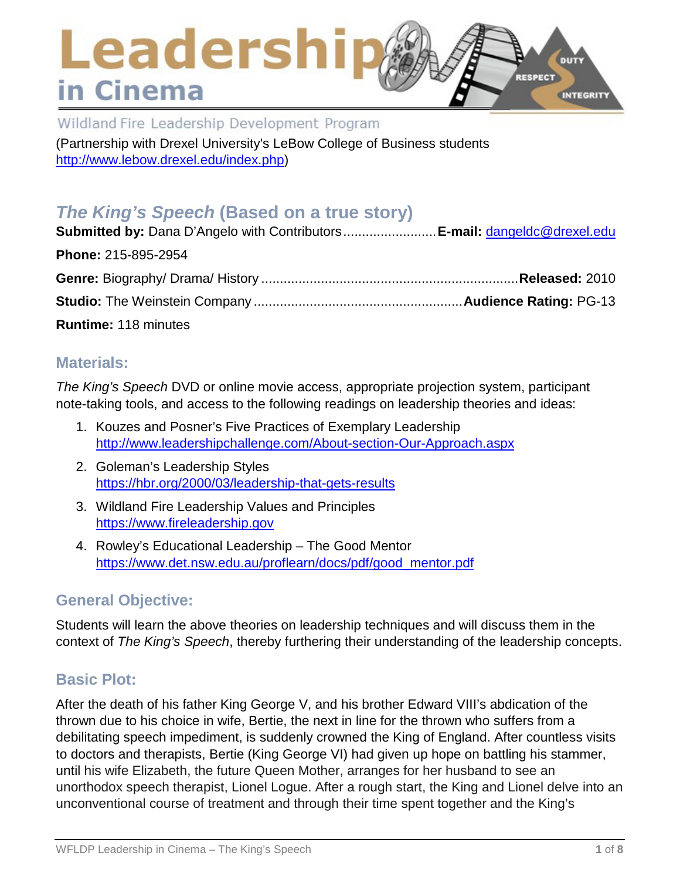# Leadership in Cinema

Wildland Fire Leadership Development Program

(Partnership with Drexel University's LeBow College of Business students http://www.lebow.drexel.edu/index.php)

## *The King's Speech* (Based on a true story)

**Submitted by:** Dana D'Angelo with Contributors **E-mail:** dangeldc@drexel.edu

**Phone:** 215-895-2954

**Genre:** Biography/ Drama/ History **Released:** 2010

**Studio:** The Weinstein Company **Audience Rating:** PG-13

**Runtime:** 118 minutes

### Materials:

*The King's Speech* DVD or online movie access, appropriate projection system, participant note-taking tools, and access to the following readings on leadership theories and ideas:

1. Kouzes and Posner's Five Practices of Exemplary Leadership
   http://www.leadershipchallenge.com/About-section-Our-Approach.aspx
2. Goleman's Leadership Styles
   https://hbr.org/2000/03/leadership-that-gets-results
3. Wildland Fire Leadership Values and Principles
   https://www.fireleadership.gov
4. Rowley's Educational Leadership – The Good Mentor
   https://www.det.nsw.edu.au/proflearn/docs/pdf/good_mentor.pdf

### General Objective:

Students will learn the above theories on leadership techniques and will discuss them in the context of *The King's Speech*, thereby furthering their understanding of the leadership concepts.

### Basic Plot:

After the death of his father King George V, and his brother Edward VIII's abdication of the thrown due to his choice in wife, Bertie, the next in line for the thrown who suffers from a debilitating speech impediment, is suddenly crowned the King of England. After countless visits to doctors and therapists, Bertie (King George VI) had given up hope on battling his stammer, until his wife Elizabeth, the future Queen Mother, arranges for her husband to see an unorthodox speech therapist, Lionel Logue. After a rough start, the King and Lionel delve into an unconventional course of treatment and through their time spent together and the King's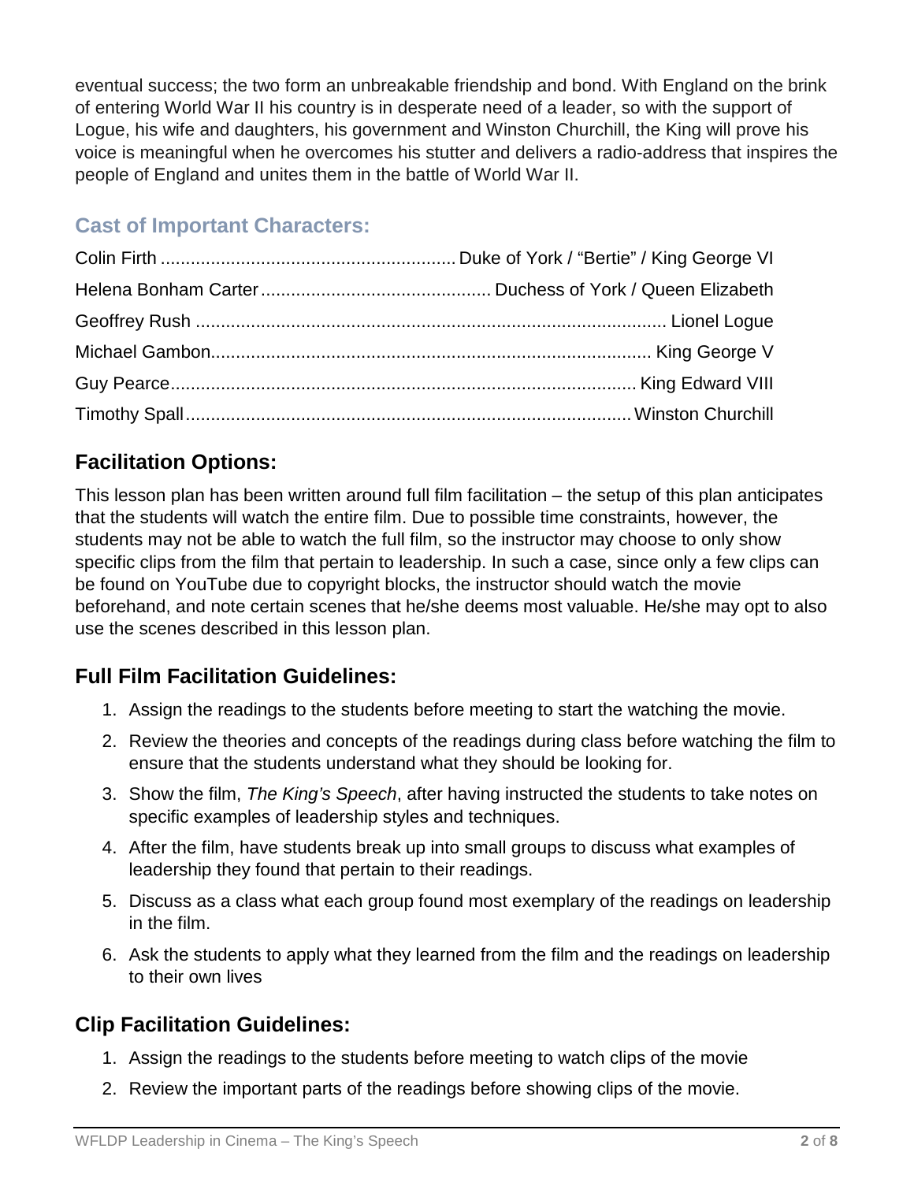eventual success; the two form an unbreakable friendship and bond. With England on the brink of entering World War II his country is in desperate need of a leader, so with the support of Logue, his wife and daughters, his government and Winston Churchill, the King will prove his voice is meaningful when he overcomes his stutter and delivers a radio-address that inspires the people of England and unites them in the battle of World War II.

## Cast of Important Characters:

| Actor | Character |
| --- | --- |
| Colin Firth | Duke of York / "Bertie" / King George VI |
| Helena Bonham Carter | Duchess of York / Queen Elizabeth |
| Geoffrey Rush | Lionel Logue |
| Michael Gambon | King George V |
| Guy Pearce | King Edward VIII |
| Timothy Spall | Winston Churchill |

## Facilitation Options:

This lesson plan has been written around full film facilitation – the setup of this plan anticipates that the students will watch the entire film. Due to possible time constraints, however, the students may not be able to watch the full film, so the instructor may choose to only show specific clips from the film that pertain to leadership. In such a case, since only a few clips can be found on YouTube due to copyright blocks, the instructor should watch the movie beforehand, and note certain scenes that he/she deems most valuable. He/she may opt to also use the scenes described in this lesson plan.

## Full Film Facilitation Guidelines:

1. Assign the readings to the students before meeting to start the watching the movie.
2. Review the theories and concepts of the readings during class before watching the film to ensure that the students understand what they should be looking for.
3. Show the film, *The King's Speech*, after having instructed the students to take notes on specific examples of leadership styles and techniques.
4. After the film, have students break up into small groups to discuss what examples of leadership they found that pertain to their readings.
5. Discuss as a class what each group found most exemplary of the readings on leadership in the film.
6. Ask the students to apply what they learned from the film and the readings on leadership to their own lives

## Clip Facilitation Guidelines:

1. Assign the readings to the students before meeting to watch clips of the movie
2. Review the important parts of the readings before showing clips of the movie.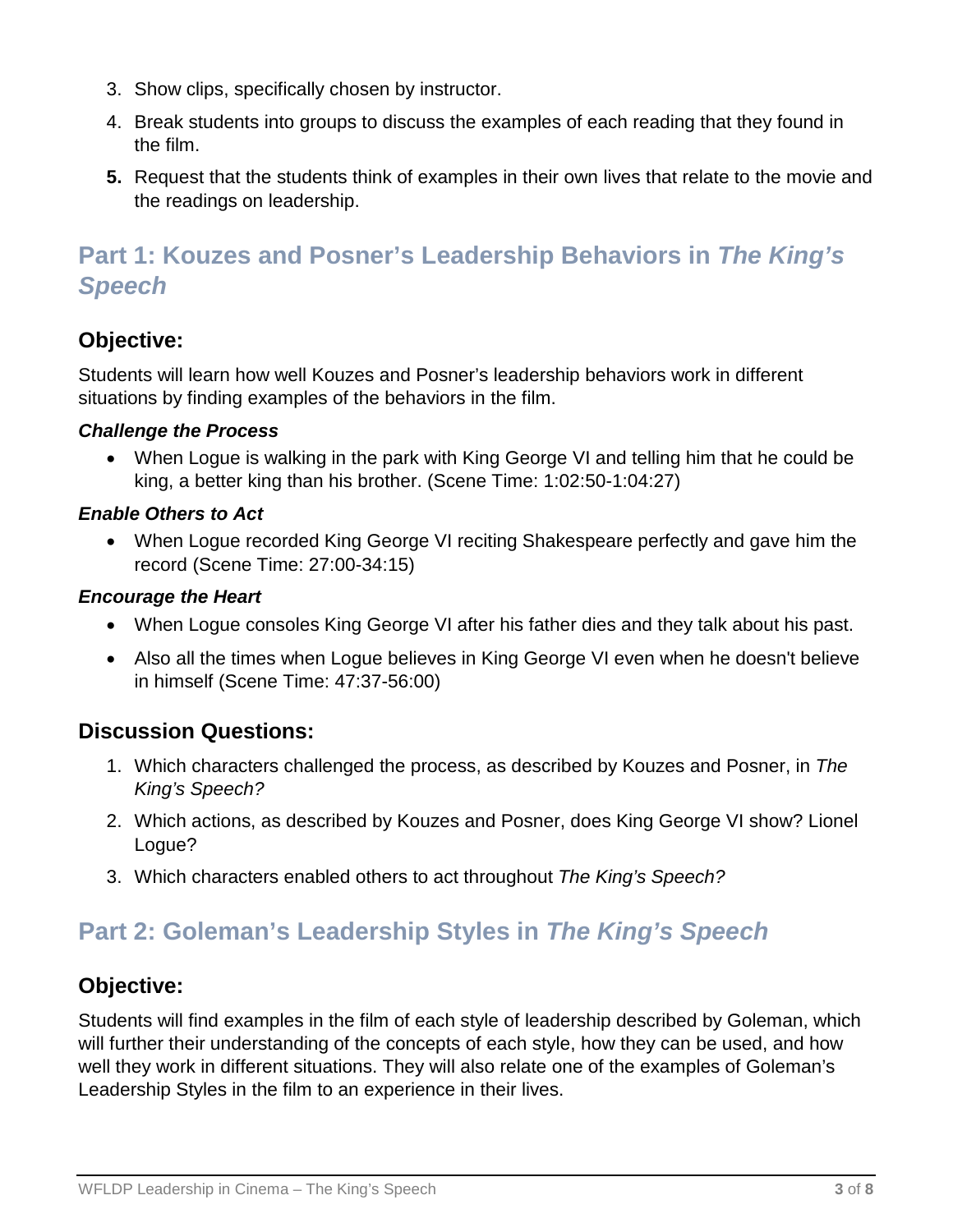3. Show clips, specifically chosen by instructor.
4. Break students into groups to discuss the examples of each reading that they found in the film.
5. Request that the students think of examples in their own lives that relate to the movie and the readings on leadership.

## Part 1: Kouzes and Posner's Leadership Behaviors in *The King's Speech*

### Objective:

Students will learn how well Kouzes and Posner's leadership behaviors work in different situations by finding examples of the behaviors in the film.

#### *Challenge the Process*

- When Logue is walking in the park with King George VI and telling him that he could be king, a better king than his brother. (Scene Time: 1:02:50-1:04:27)

#### *Enable Others to Act*

- When Logue recorded King George VI reciting Shakespeare perfectly and gave him the record (Scene Time: 27:00-34:15)

#### *Encourage the Heart*

- When Logue consoles King George VI after his father dies and they talk about his past.
- Also all the times when Logue believes in King George VI even when he doesn't believe in himself (Scene Time: 47:37-56:00)

### Discussion Questions:

1. Which characters challenged the process, as described by Kouzes and Posner, in *The King's Speech?*
2. Which actions, as described by Kouzes and Posner, does King George VI show? Lionel Logue?
3. Which characters enabled others to act throughout *The King's Speech?*

## Part 2: Goleman's Leadership Styles in *The King's Speech*

### Objective:

Students will find examples in the film of each style of leadership described by Goleman, which will further their understanding of the concepts of each style, how they can be used, and how well they work in different situations. They will also relate one of the examples of Goleman's Leadership Styles in the film to an experience in their lives.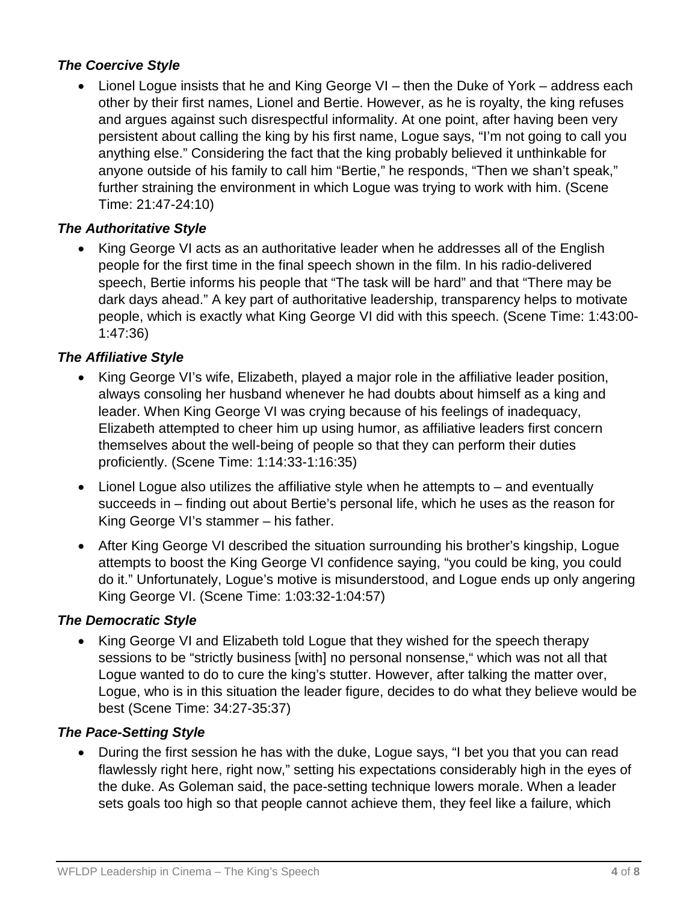***The Coercive Style***

- Lionel Logue insists that he and King George VI – then the Duke of York – address each other by their first names, Lionel and Bertie. However, as he is royalty, the king refuses and argues against such disrespectful informality. At one point, after having been very persistent about calling the king by his first name, Logue says, "I'm not going to call you anything else." Considering the fact that the king probably believed it unthinkable for anyone outside of his family to call him "Bertie," he responds, "Then we shan't speak," further straining the environment in which Logue was trying to work with him. (Scene Time: 21:47-24:10)

***The Authoritative Style***

- King George VI acts as an authoritative leader when he addresses all of the English people for the first time in the final speech shown in the film. In his radio-delivered speech, Bertie informs his people that "The task will be hard" and that "There may be dark days ahead." A key part of authoritative leadership, transparency helps to motivate people, which is exactly what King George VI did with this speech. (Scene Time: 1:43:00-1:47:36)

***The Affiliative Style***

- King George VI's wife, Elizabeth, played a major role in the affiliative leader position, always consoling her husband whenever he had doubts about himself as a king and leader. When King George VI was crying because of his feelings of inadequacy, Elizabeth attempted to cheer him up using humor, as affiliative leaders first concern themselves about the well-being of people so that they can perform their duties proficiently. (Scene Time: 1:14:33-1:16:35)
- Lionel Logue also utilizes the affiliative style when he attempts to – and eventually succeeds in – finding out about Bertie's personal life, which he uses as the reason for King George VI's stammer – his father.
- After King George VI described the situation surrounding his brother's kingship, Logue attempts to boost the King George VI confidence saying, "you could be king, you could do it." Unfortunately, Logue's motive is misunderstood, and Logue ends up only angering King George VI. (Scene Time: 1:03:32-1:04:57)

***The Democratic Style***

- King George VI and Elizabeth told Logue that they wished for the speech therapy sessions to be "strictly business [with] no personal nonsense," which was not all that Logue wanted to do to cure the king's stutter. However, after talking the matter over, Logue, who is in this situation the leader figure, decides to do what they believe would be best (Scene Time: 34:27-35:37)

***The Pace-Setting Style***

- During the first session he has with the duke, Logue says, "I bet you that you can read flawlessly right here, right now," setting his expectations considerably high in the eyes of the duke. As Goleman said, the pace-setting technique lowers morale. When a leader sets goals too high so that people cannot achieve them, they feel like a failure, which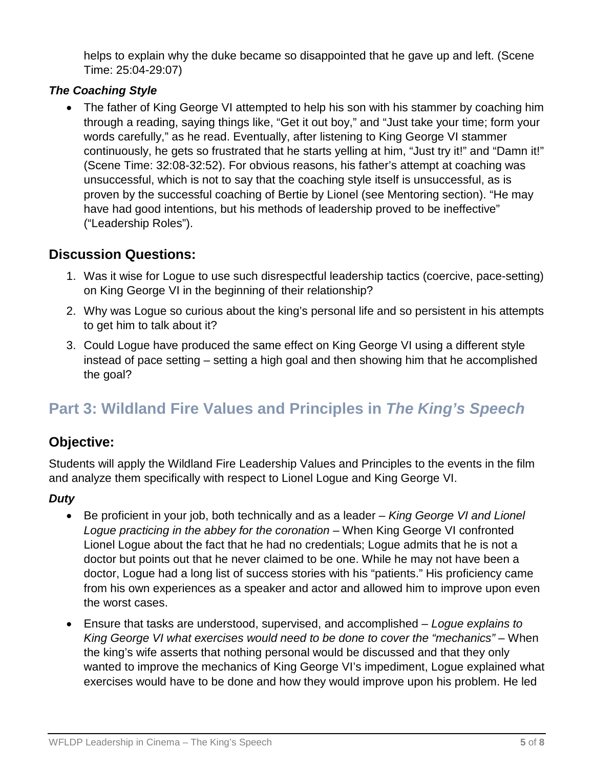helps to explain why the duke became so disappointed that he gave up and left. (Scene Time: 25:04-29:07)

### *The Coaching Style*

- The father of King George VI attempted to help his son with his stammer by coaching him through a reading, saying things like, "Get it out boy," and "Just take your time; form your words carefully," as he read. Eventually, after listening to King George VI stammer continuously, he gets so frustrated that he starts yelling at him, "Just try it!" and "Damn it!" (Scene Time: 32:08-32:52). For obvious reasons, his father's attempt at coaching was unsuccessful, which is not to say that the coaching style itself is unsuccessful, as is proven by the successful coaching of Bertie by Lionel (see Mentoring section). "He may have had good intentions, but his methods of leadership proved to be ineffective" ("Leadership Roles").

## Discussion Questions:

1. Was it wise for Logue to use such disrespectful leadership tactics (coercive, pace-setting) on King George VI in the beginning of their relationship?
2. Why was Logue so curious about the king's personal life and so persistent in his attempts to get him to talk about it?
3. Could Logue have produced the same effect on King George VI using a different style instead of pace setting – setting a high goal and then showing him that he accomplished the goal?

# Part 3: Wildland Fire Values and Principles in *The King's Speech*

## Objective:

Students will apply the Wildland Fire Leadership Values and Principles to the events in the film and analyze them specifically with respect to Lionel Logue and King George VI.

### *Duty*

- Be proficient in your job, both technically and as a leader – *King George VI and Lionel Logue practicing in the abbey for the coronation* – When King George VI confronted Lionel Logue about the fact that he had no credentials; Logue admits that he is not a doctor but points out that he never claimed to be one. While he may not have been a doctor, Logue had a long list of success stories with his "patients." His proficiency came from his own experiences as a speaker and actor and allowed him to improve upon even the worst cases.
- Ensure that tasks are understood, supervised, and accomplished – *Logue explains to King George VI what exercises would need to be done to cover the "mechanics"* – When the king's wife asserts that nothing personal would be discussed and that they only wanted to improve the mechanics of King George VI's impediment, Logue explained what exercises would have to be done and how they would improve upon his problem. He led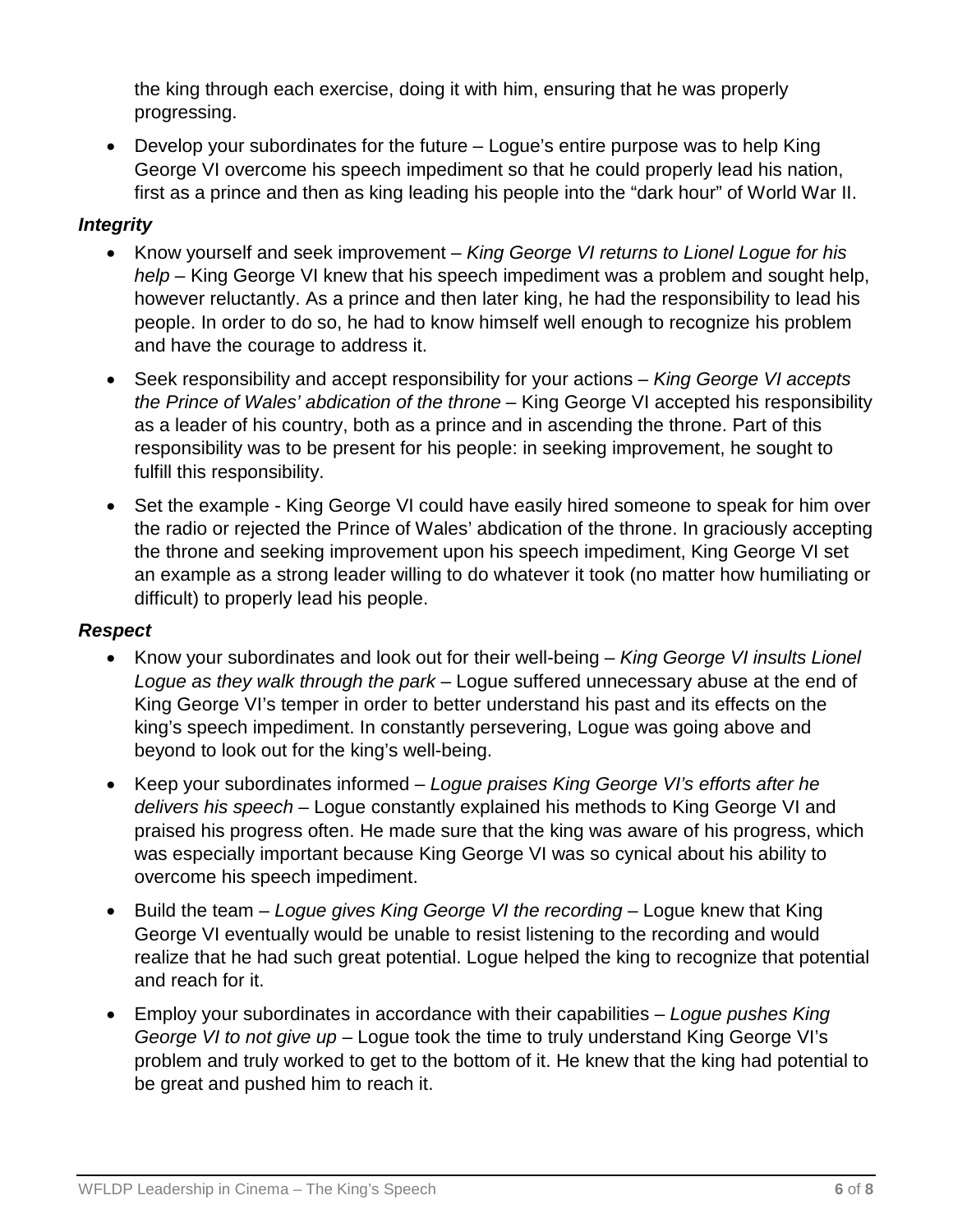the king through each exercise, doing it with him, ensuring that he was properly progressing.

- Develop your subordinates for the future – Logue's entire purpose was to help King George VI overcome his speech impediment so that he could properly lead his nation, first as a prince and then as king leading his people into the "dark hour" of World War II.

### *Integrity*

- Know yourself and seek improvement – *King George VI returns to Lionel Logue for his help* – King George VI knew that his speech impediment was a problem and sought help, however reluctantly. As a prince and then later king, he had the responsibility to lead his people. In order to do so, he had to know himself well enough to recognize his problem and have the courage to address it.
- Seek responsibility and accept responsibility for your actions – *King George VI accepts the Prince of Wales' abdication of the throne* – King George VI accepted his responsibility as a leader of his country, both as a prince and in ascending the throne. Part of this responsibility was to be present for his people: in seeking improvement, he sought to fulfill this responsibility.
- Set the example - King George VI could have easily hired someone to speak for him over the radio or rejected the Prince of Wales' abdication of the throne. In graciously accepting the throne and seeking improvement upon his speech impediment, King George VI set an example as a strong leader willing to do whatever it took (no matter how humiliating or difficult) to properly lead his people.

### *Respect*

- Know your subordinates and look out for their well-being – *King George VI insults Lionel Logue as they walk through the park* – Logue suffered unnecessary abuse at the end of King George VI's temper in order to better understand his past and its effects on the king's speech impediment. In constantly persevering, Logue was going above and beyond to look out for the king's well-being.
- Keep your subordinates informed – *Logue praises King George VI's efforts after he delivers his speech* – Logue constantly explained his methods to King George VI and praised his progress often. He made sure that the king was aware of his progress, which was especially important because King George VI was so cynical about his ability to overcome his speech impediment.
- Build the team – *Logue gives King George VI the recording* – Logue knew that King George VI eventually would be unable to resist listening to the recording and would realize that he had such great potential. Logue helped the king to recognize that potential and reach for it.
- Employ your subordinates in accordance with their capabilities – *Logue pushes King George VI to not give up* – Logue took the time to truly understand King George VI's problem and truly worked to get to the bottom of it. He knew that the king had potential to be great and pushed him to reach it.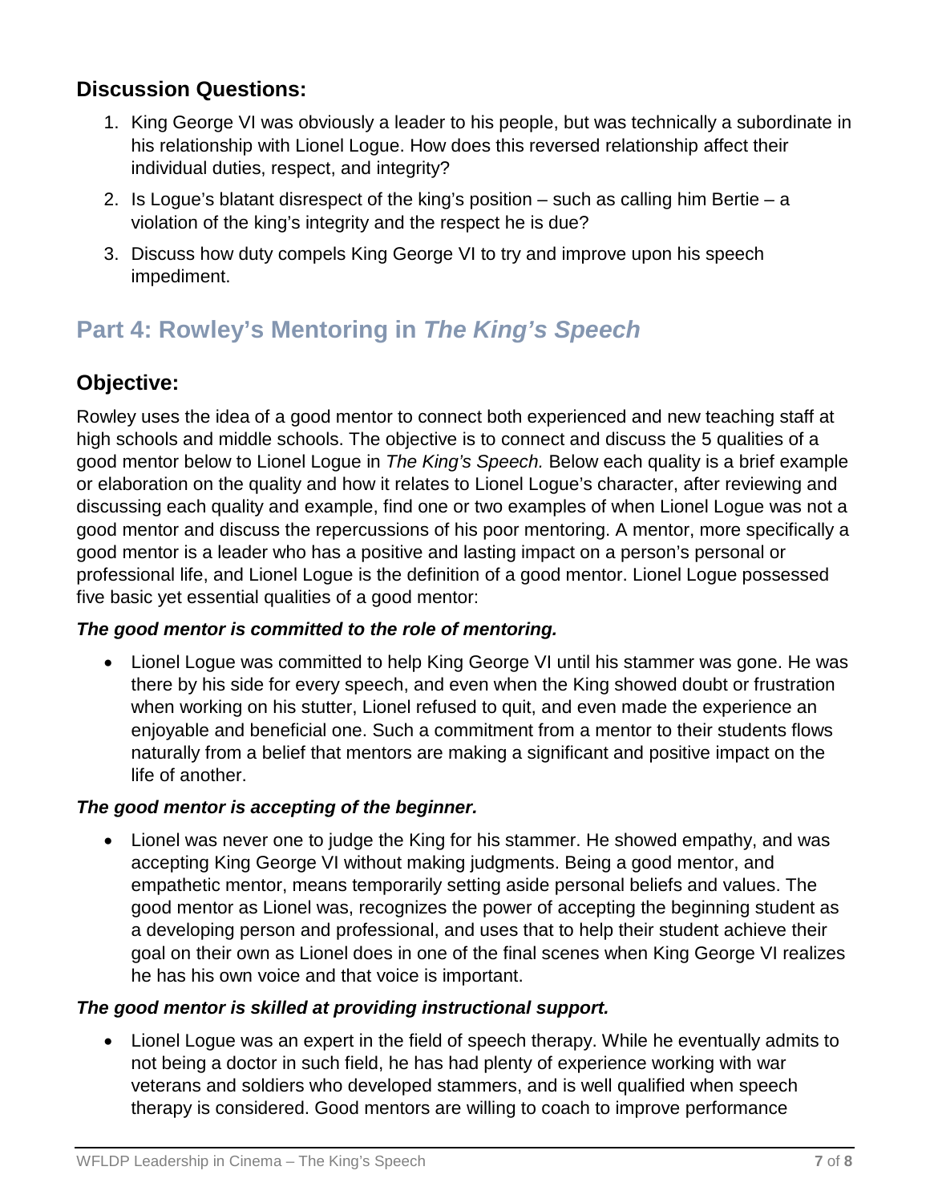## Discussion Questions:

1. King George VI was obviously a leader to his people, but was technically a subordinate in his relationship with Lionel Logue. How does this reversed relationship affect their individual duties, respect, and integrity?
2. Is Logue's blatant disrespect of the king's position – such as calling him Bertie – a violation of the king's integrity and the respect he is due?
3. Discuss how duty compels King George VI to try and improve upon his speech impediment.

# Part 4: Rowley's Mentoring in *The King's Speech*

## Objective:

Rowley uses the idea of a good mentor to connect both experienced and new teaching staff at high schools and middle schools. The objective is to connect and discuss the 5 qualities of a good mentor below to Lionel Logue in *The King's Speech.* Below each quality is a brief example or elaboration on the quality and how it relates to Lionel Logue's character, after reviewing and discussing each quality and example, find one or two examples of when Lionel Logue was not a good mentor and discuss the repercussions of his poor mentoring. A mentor, more specifically a good mentor is a leader who has a positive and lasting impact on a person's personal or professional life, and Lionel Logue is the definition of a good mentor. Lionel Logue possessed five basic yet essential qualities of a good mentor:

***The good mentor is committed to the role of mentoring.***

- Lionel Logue was committed to help King George VI until his stammer was gone. He was there by his side for every speech, and even when the King showed doubt or frustration when working on his stutter, Lionel refused to quit, and even made the experience an enjoyable and beneficial one. Such a commitment from a mentor to their students flows naturally from a belief that mentors are making a significant and positive impact on the life of another.

***The good mentor is accepting of the beginner.***

- Lionel was never one to judge the King for his stammer. He showed empathy, and was accepting King George VI without making judgments. Being a good mentor, and empathetic mentor, means temporarily setting aside personal beliefs and values. The good mentor as Lionel was, recognizes the power of accepting the beginning student as a developing person and professional, and uses that to help their student achieve their goal on their own as Lionel does in one of the final scenes when King George VI realizes he has his own voice and that voice is important.

***The good mentor is skilled at providing instructional support.***

- Lionel Logue was an expert in the field of speech therapy. While he eventually admits to not being a doctor in such field, he has had plenty of experience working with war veterans and soldiers who developed stammers, and is well qualified when speech therapy is considered. Good mentors are willing to coach to improve performance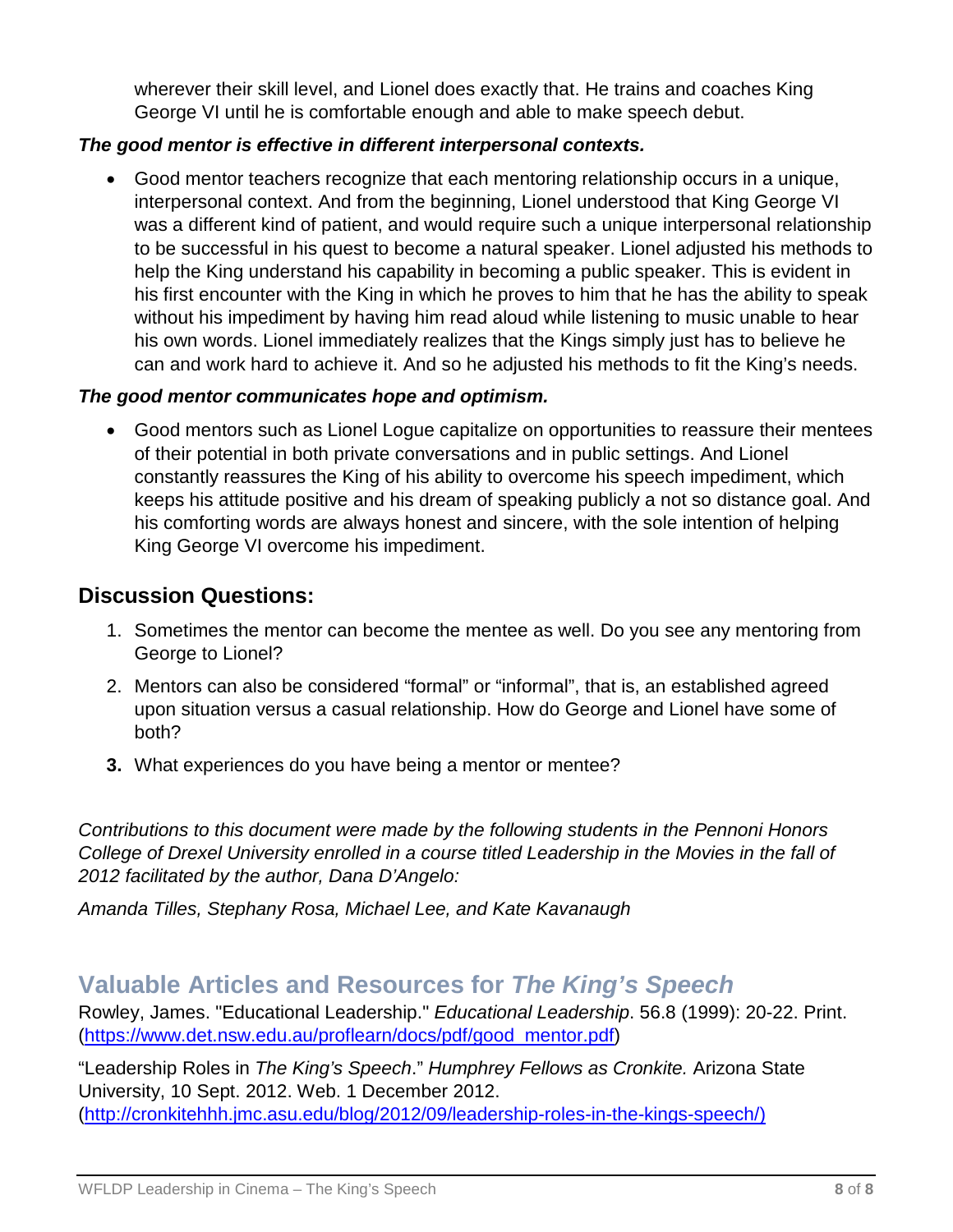wherever their skill level, and Lionel does exactly that. He trains and coaches King George VI until he is comfortable enough and able to make speech debut.

***The good mentor is effective in different interpersonal contexts.***

- Good mentor teachers recognize that each mentoring relationship occurs in a unique, interpersonal context. And from the beginning, Lionel understood that King George VI was a different kind of patient, and would require such a unique interpersonal relationship to be successful in his quest to become a natural speaker. Lionel adjusted his methods to help the King understand his capability in becoming a public speaker. This is evident in his first encounter with the King in which he proves to him that he has the ability to speak without his impediment by having him read aloud while listening to music unable to hear his own words. Lionel immediately realizes that the Kings simply just has to believe he can and work hard to achieve it. And so he adjusted his methods to fit the King's needs.

***The good mentor communicates hope and optimism.***

- Good mentors such as Lionel Logue capitalize on opportunities to reassure their mentees of their potential in both private conversations and in public settings. And Lionel constantly reassures the King of his ability to overcome his speech impediment, which keeps his attitude positive and his dream of speaking publicly a not so distance goal. And his comforting words are always honest and sincere, with the sole intention of helping King George VI overcome his impediment.

## Discussion Questions:

1. Sometimes the mentor can become the mentee as well. Do you see any mentoring from George to Lionel?
2. Mentors can also be considered "formal" or "informal", that is, an established agreed upon situation versus a casual relationship. How do George and Lionel have some of both?
3. What experiences do you have being a mentor or mentee?

*Contributions to this document were made by the following students in the Pennoni Honors College of Drexel University enrolled in a course titled Leadership in the Movies in the fall of 2012 facilitated by the author, Dana D'Angelo:*

*Amanda Tilles, Stephany Rosa, Michael Lee, and Kate Kavanaugh*

## Valuable Articles and Resources for *The King's Speech*

Rowley, James. "Educational Leadership." *Educational Leadership*. 56.8 (1999): 20-22. Print. (https://www.det.nsw.edu.au/proflearn/docs/pdf/good_mentor.pdf)

"Leadership Roles in *The King's Speech*." *Humphrey Fellows as Cronkite.* Arizona State University, 10 Sept. 2012. Web. 1 December 2012. (http://cronkitehhh.jmc.asu.edu/blog/2012/09/leadership-roles-in-the-kings-speech/)